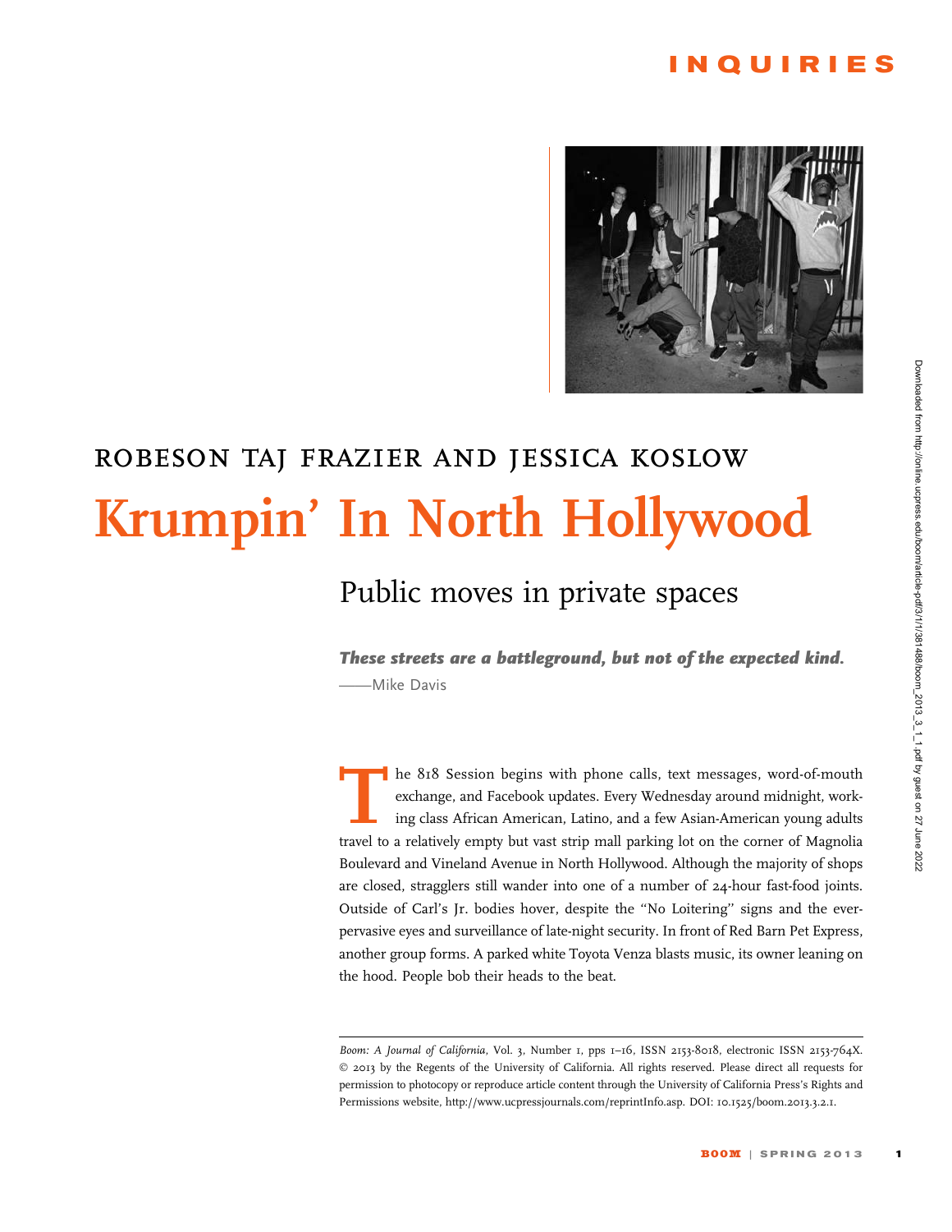INQUIRIES

ROBESON TAJ FRAZIER AND JESSICA KOSLOW

# Krumpin' In North Hollywood

## Public moves in private spaces

***These streets are a battleground, but not of the expected kind.***
——Mike Davis

The 818 Session begins with phone calls, text messages, word-of-mouth exchange, and Facebook updates. Every Wednesday around midnight, working class African American, Latino, and a few Asian-American young adults travel to a relatively empty but vast strip mall parking lot on the corner of Magnolia Boulevard and Vineland Avenue in North Hollywood. Although the majority of shops are closed, stragglers still wander into one of a number of 24-hour fast-food joints. Outside of Carl's Jr. bodies hover, despite the "No Loitering" signs and the ever-pervasive eyes and surveillance of late-night security. In front of Red Barn Pet Express, another group forms. A parked white Toyota Venza blasts music, its owner leaning on the hood. People bob their heads to the beat.

*Boom: A Journal of California*, Vol. 3, Number 1, pps 1–16, ISSN 2153-8018, electronic ISSN 2153-764X. © 2013 by the Regents of the University of California. All rights reserved. Please direct all requests for permission to photocopy or reproduce article content through the University of California Press's Rights and Permissions website, http://www.ucpressjournals.com/reprintInfo.asp. DOI: 10.1525/boom.2013.3.2.1.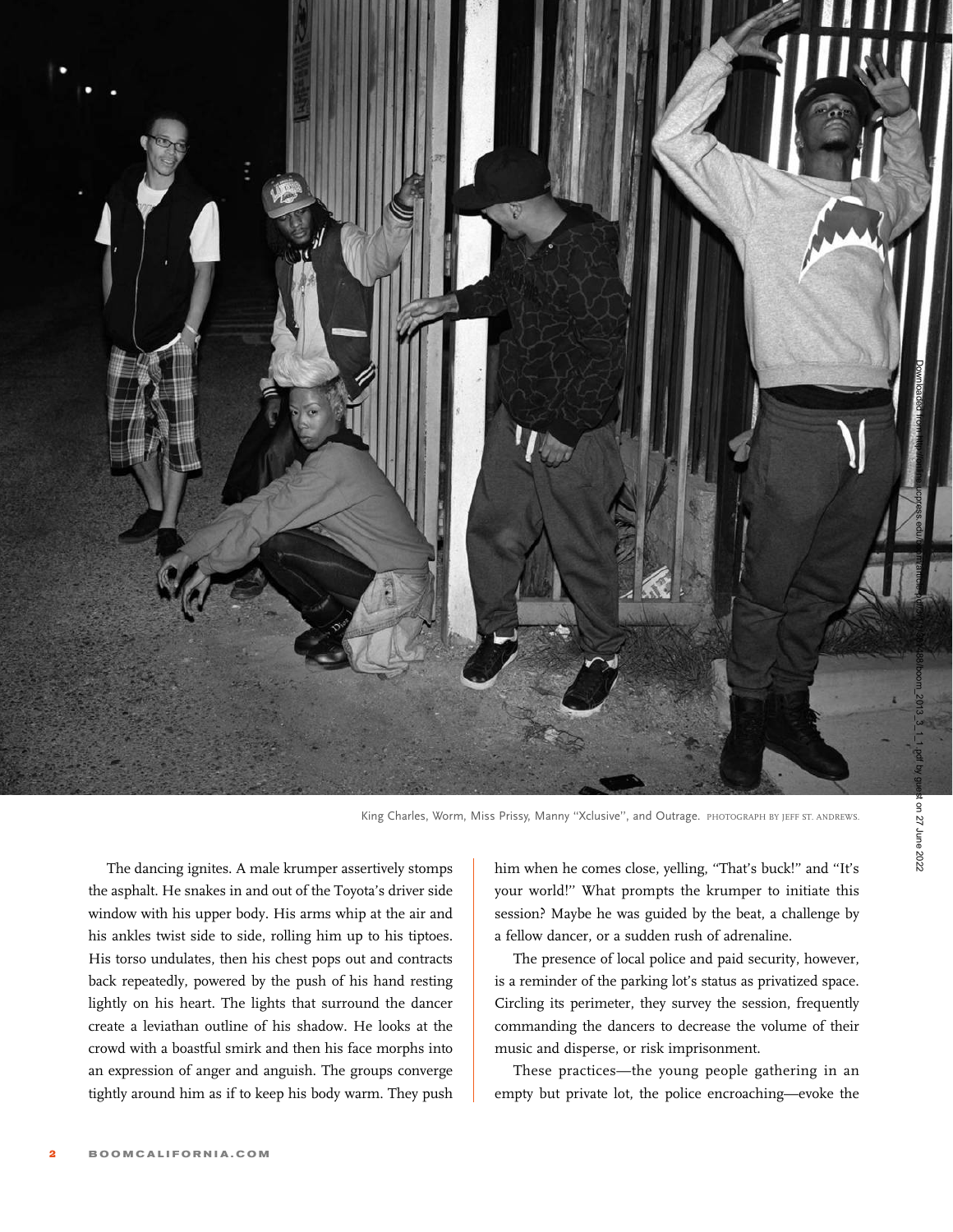King Charles, Worm, Miss Prissy, Manny "Xclusive", and Outrage. PHOTOGRAPH BY JEFF ST. ANDREWS.

The dancing ignites. A male krumper assertively stomps the asphalt. He snakes in and out of the Toyota's driver side window with his upper body. His arms whip at the air and his ankles twist side to side, rolling him up to his tiptoes. His torso undulates, then his chest pops out and contracts back repeatedly, powered by the push of his hand resting lightly on his heart. The lights that surround the dancer create a leviathan outline of his shadow. He looks at the crowd with a boastful smirk and then his face morphs into an expression of anger and anguish. The groups converge tightly around him as if to keep his body warm. They push him when he comes close, yelling, "That's buck!" and "It's your world!" What prompts the krumper to initiate this session? Maybe he was guided by the beat, a challenge by a fellow dancer, or a sudden rush of adrenaline.

The presence of local police and paid security, however, is a reminder of the parking lot's status as privatized space. Circling its perimeter, they survey the session, frequently commanding the dancers to decrease the volume of their music and disperse, or risk imprisonment.

These practices—the young people gathering in an empty but private lot, the police encroaching—evoke the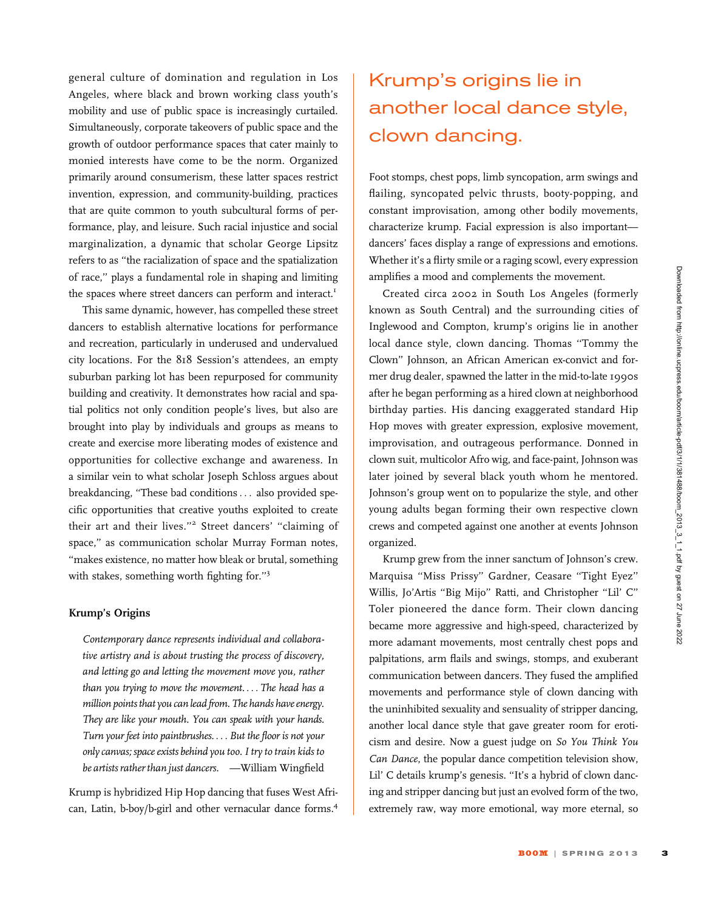general culture of domination and regulation in Los Angeles, where black and brown working class youth's mobility and use of public space is increasingly curtailed. Simultaneously, corporate takeovers of public space and the growth of outdoor performance spaces that cater mainly to monied interests have come to be the norm. Organized primarily around consumerism, these latter spaces restrict invention, expression, and community-building, practices that are quite common to youth subcultural forms of performance, play, and leisure. Such racial injustice and social marginalization, a dynamic that scholar George Lipsitz refers to as "the racialization of space and the spatialization of race," plays a fundamental role in shaping and limiting the spaces where street dancers can perform and interact.[1]

This same dynamic, however, has compelled these street dancers to establish alternative locations for performance and recreation, particularly in underused and undervalued city locations. For the 818 Session's attendees, an empty suburban parking lot has been repurposed for community building and creativity. It demonstrates how racial and spatial politics not only condition people's lives, but also are brought into play by individuals and groups as means to create and exercise more liberating modes of existence and opportunities for collective exchange and awareness. In a similar vein to what scholar Joseph Schloss argues about breakdancing, "These bad conditions . . . also provided specific opportunities that creative youths exploited to create their art and their lives."[2] Street dancers' "claiming of space," as communication scholar Murray Forman notes, "makes existence, no matter how bleak or brutal, something with stakes, something worth fighting for."[3]

**Krump's Origins**

> *Contemporary dance represents individual and collaborative artistry and is about trusting the process of discovery, and letting go and letting the movement move you, rather than you trying to move the movement. . . . The head has a million points that you can lead from. The hands have energy. They are like your mouth. You can speak with your hands. Turn your feet into paintbrushes. . . . But the floor is not your only canvas; space exists behind you too. I try to train kids to be artists rather than just dancers.* —William Wingfield

Krump is hybridized Hip Hop dancing that fuses West African, Latin, b-boy/b-girl and other vernacular dance forms.[4] Foot stomps, chest pops, limb syncopation, arm swings and flailing, syncopated pelvic thrusts, booty-popping, and constant improvisation, among other bodily movements, characterize krump. Facial expression is also important—dancers' faces display a range of expressions and emotions. Whether it's a flirty smile or a raging scowl, every expression amplifies a mood and complements the movement.

Created circa 2002 in South Los Angeles (formerly known as South Central) and the surrounding cities of Inglewood and Compton, krump's origins lie in another local dance style, clown dancing. Thomas "Tommy the Clown" Johnson, an African American ex-convict and former drug dealer, spawned the latter in the mid-to-late 1990s after he began performing as a hired clown at neighborhood birthday parties. His dancing exaggerated standard Hip Hop moves with greater expression, explosive movement, improvisation, and outrageous performance. Donned in clown suit, multicolor Afro wig, and face-paint, Johnson was later joined by several black youth whom he mentored. Johnson's group went on to popularize the style, and other young adults began forming their own respective clown crews and competed against one another at events Johnson organized.

Krump grew from the inner sanctum of Johnson's crew. Marquisa "Miss Prissy" Gardner, Ceasare "Tight Eyez" Willis, Jo'Artis "Big Mijo" Ratti, and Christopher "Lil' C" Toler pioneered the dance form. Their clown dancing became more aggressive and high-speed, characterized by more adamant movements, most centrally chest pops and palpitations, arm flails and swings, stomps, and exuberant communication between dancers. They fused the amplified movements and performance style of clown dancing with the uninhibited sexuality and sensuality of stripper dancing, another local dance style that gave greater room for eroticism and desire. Now a guest judge on *So You Think You Can Dance*, the popular dance competition television show, Lil' C details krump's genesis. "It's a hybrid of clown dancing and stripper dancing but just an evolved form of the two, extremely raw, way more emotional, way more eternal, so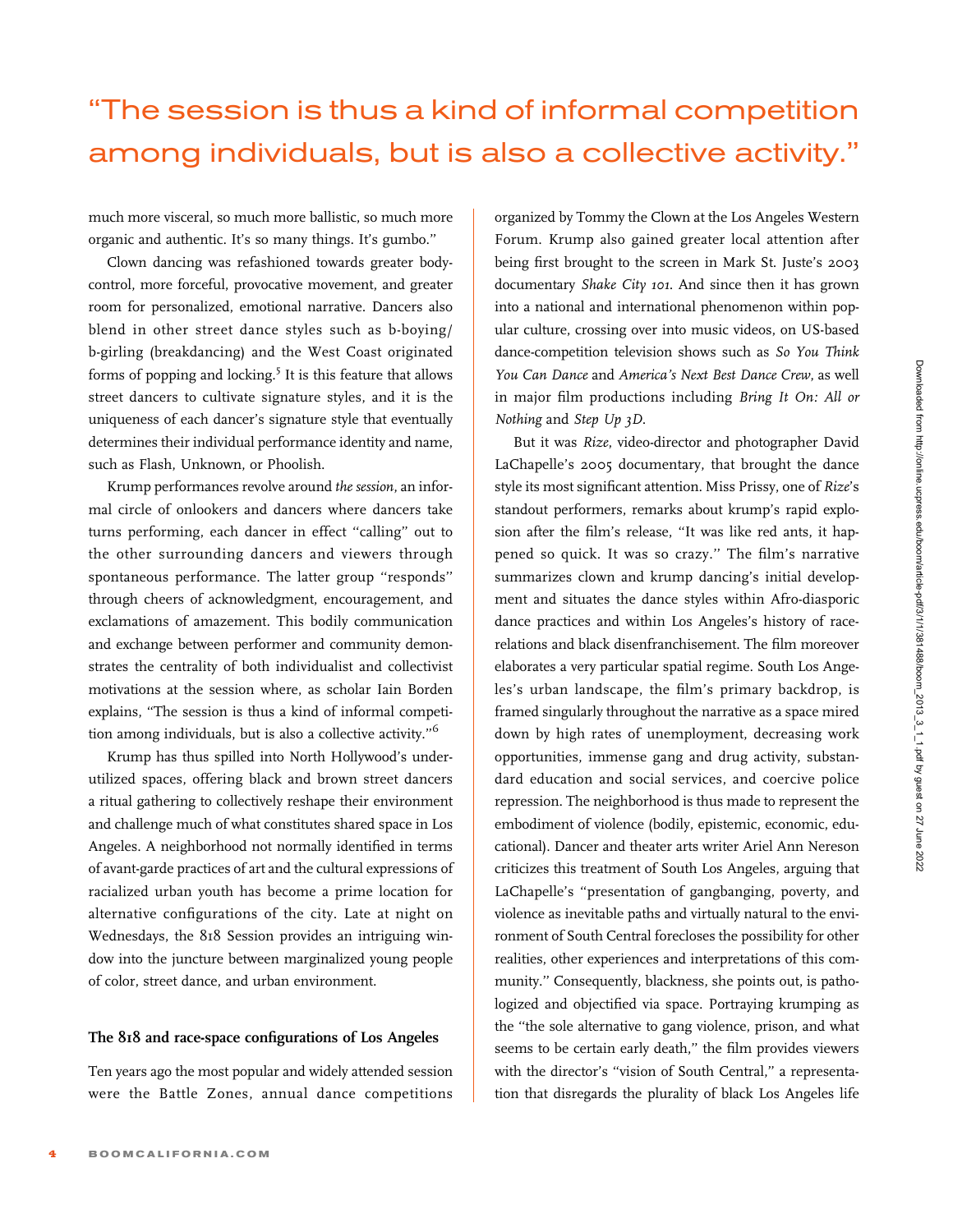> "The session is thus a kind of informal competition among individuals, but is also a collective activity."

much more visceral, so much more ballistic, so much more organic and authentic. It's so many things. It's gumbo."

Clown dancing was refashioned towards greater body-control, more forceful, provocative movement, and greater room for personalized, emotional narrative. Dancers also blend in other street dance styles such as b-boying/b-girling (breakdancing) and the West Coast originated forms of popping and locking.[5] It is this feature that allows street dancers to cultivate signature styles, and it is the uniqueness of each dancer's signature style that eventually determines their individual performance identity and name, such as Flash, Unknown, or Phoolish.

Krump performances revolve around *the session*, an informal circle of onlookers and dancers where dancers take turns performing, each dancer in effect "calling" out to the other surrounding dancers and viewers through spontaneous performance. The latter group "responds" through cheers of acknowledgment, encouragement, and exclamations of amazement. This bodily communication and exchange between performer and community demonstrates the centrality of both individualist and collectivist motivations at the session where, as scholar Iain Borden explains, "The session is thus a kind of informal competition among individuals, but is also a collective activity."[6]

Krump has thus spilled into North Hollywood's underutilized spaces, offering black and brown street dancers a ritual gathering to collectively reshape their environment and challenge much of what constitutes shared space in Los Angeles. A neighborhood not normally identified in terms of avant-garde practices of art and the cultural expressions of racialized urban youth has become a prime location for alternative configurations of the city. Late at night on Wednesdays, the 818 Session provides an intriguing window into the juncture between marginalized young people of color, street dance, and urban environment.

### The 818 and race-space configurations of Los Angeles

Ten years ago the most popular and widely attended session were the Battle Zones, annual dance competitions organized by Tommy the Clown at the Los Angeles Western Forum. Krump also gained greater local attention after being first brought to the screen in Mark St. Juste's 2003 documentary *Shake City 101*. And since then it has grown into a national and international phenomenon within popular culture, crossing over into music videos, on US-based dance-competition television shows such as *So You Think You Can Dance* and *America's Next Best Dance Crew*, as well in major film productions including *Bring It On: All or Nothing* and *Step Up 3D*.

But it was *Rize*, video-director and photographer David LaChapelle's 2005 documentary, that brought the dance style its most significant attention. Miss Prissy, one of *Rize*'s standout performers, remarks about krump's rapid explosion after the film's release, "It was like red ants, it happened so quick. It was so crazy." The film's narrative summarizes clown and krump dancing's initial development and situates the dance styles within Afro-diasporic dance practices and within Los Angeles's history of race-relations and black disenfranchisement. The film moreover elaborates a very particular spatial regime. South Los Angeles's urban landscape, the film's primary backdrop, is framed singularly throughout the narrative as a space mired down by high rates of unemployment, decreasing work opportunities, immense gang and drug activity, substandard education and social services, and coercive police repression. The neighborhood is thus made to represent the embodiment of violence (bodily, epistemic, economic, educational). Dancer and theater arts writer Ariel Ann Nereson criticizes this treatment of South Los Angeles, arguing that LaChapelle's "presentation of gangbanging, poverty, and violence as inevitable paths and virtually natural to the environment of South Central forecloses the possibility for other realities, other experiences and interpretations of this community." Consequently, blackness, she points out, is pathologized and objectified via space. Portraying krumping as the "the sole alternative to gang violence, prison, and what seems to be certain early death," the film provides viewers with the director's "vision of South Central," a representation that disregards the plurality of black Los Angeles life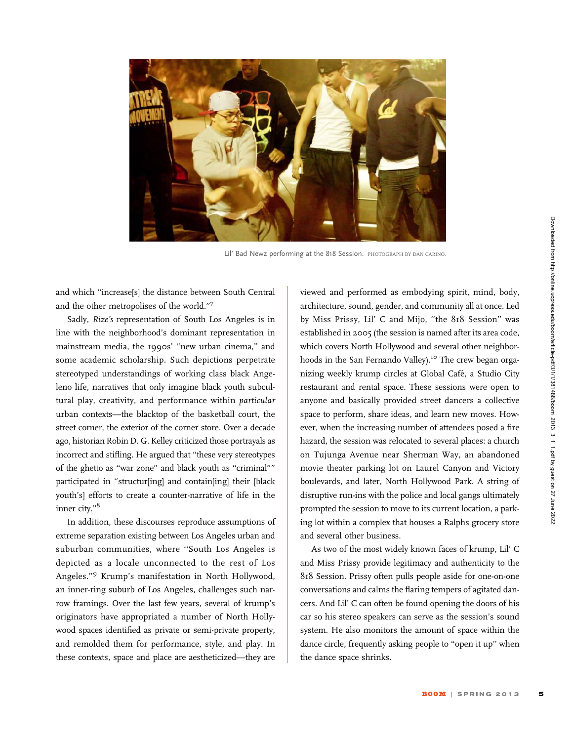Lil' Bad Newz performing at the 818 Session. PHOTOGRAPH BY DAN CARINO.

and which "increase[s] the distance between South Central and the other metropolises of the world."[7]

Sadly, *Rize's* representation of South Los Angeles is in line with the neighborhood's dominant representation in mainstream media, the 1990s' "new urban cinema," and some academic scholarship. Such depictions perpetrate stereotyped understandings of working class black Angeleno life, narratives that only imagine black youth subcultural play, creativity, and performance within *particular* urban contexts—the blacktop of the basketball court, the street corner, the exterior of the corner store. Over a decade ago, historian Robin D. G. Kelley criticized those portrayals as incorrect and stifling. He argued that "these very stereotypes of the ghetto as "war zone" and black youth as "criminal"" participated in "structur[ing] and contain[ing] their [black youth's] efforts to create a counter-narrative of life in the inner city."[8]

In addition, these discourses reproduce assumptions of extreme separation existing between Los Angeles urban and suburban communities, where "South Los Angeles is depicted as a locale unconnected to the rest of Los Angeles."[9] Krump's manifestation in North Hollywood, an inner-ring suburb of Los Angeles, challenges such narrow framings. Over the last few years, several of krump's originators have appropriated a number of North Hollywood spaces identified as private or semi-private property, and remolded them for performance, style, and play. In these contexts, space and place are aestheticized—they are viewed and performed as embodying spirit, mind, body, architecture, sound, gender, and community all at once. Led by Miss Prissy, Lil' C and Mijo, "the 818 Session" was established in 2005 (the session is named after its area code, which covers North Hollywood and several other neighborhoods in the San Fernando Valley).[10] The crew began organizing weekly krump circles at Global Café, a Studio City restaurant and rental space. These sessions were open to anyone and basically provided street dancers a collective space to perform, share ideas, and learn new moves. However, when the increasing number of attendees posed a fire hazard, the session was relocated to several places: a church on Tujunga Avenue near Sherman Way, an abandoned movie theater parking lot on Laurel Canyon and Victory boulevards, and later, North Hollywood Park. A string of disruptive run-ins with the police and local gangs ultimately prompted the session to move to its current location, a parking lot within a complex that houses a Ralphs grocery store and several other business.

As two of the most widely known faces of krump, Lil' C and Miss Prissy provide legitimacy and authenticity to the 818 Session. Prissy often pulls people aside for one-on-one conversations and calms the flaring tempers of agitated dancers. And Lil' C can often be found opening the doors of his car so his stereo speakers can serve as the session's sound system. He also monitors the amount of space within the dance circle, frequently asking people to "open it up" when the dance space shrinks.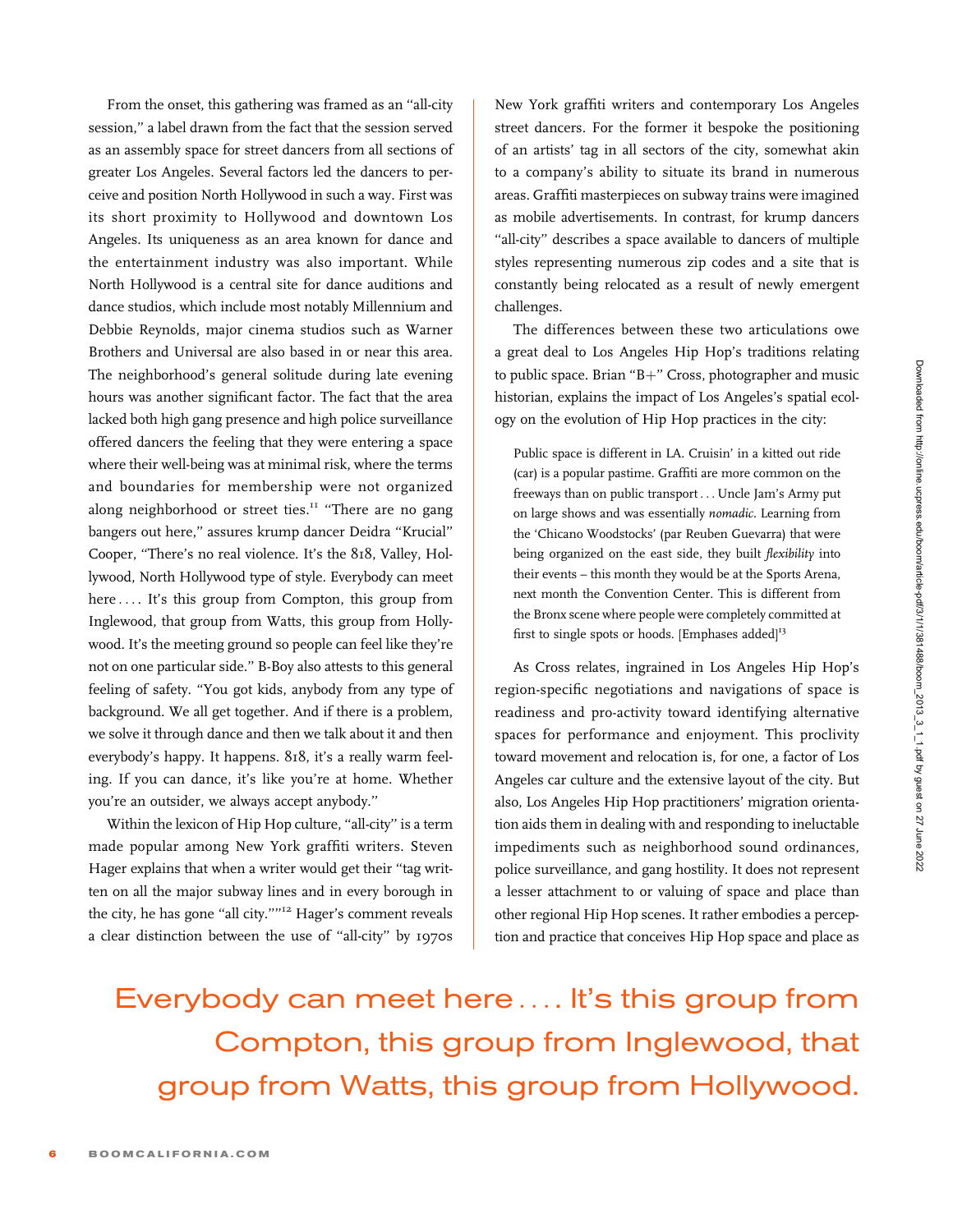From the onset, this gathering was framed as an "all-city session," a label drawn from the fact that the session served as an assembly space for street dancers from all sections of greater Los Angeles. Several factors led the dancers to perceive and position North Hollywood in such a way. First was its short proximity to Hollywood and downtown Los Angeles. Its uniqueness as an area known for dance and the entertainment industry was also important. While North Hollywood is a central site for dance auditions and dance studios, which include most notably Millennium and Debbie Reynolds, major cinema studios such as Warner Brothers and Universal are also based in or near this area. The neighborhood's general solitude during late evening hours was another significant factor. The fact that the area lacked both high gang presence and high police surveillance offered dancers the feeling that they were entering a space where their well-being was at minimal risk, where the terms and boundaries for membership were not organized along neighborhood or street ties.[11] "There are no gang bangers out here," assures krump dancer Deidra "Krucial" Cooper, "There's no real violence. It's the 818, Valley, Hollywood, North Hollywood type of style. Everybody can meet here . . . . It's this group from Compton, this group from Inglewood, that group from Watts, this group from Hollywood. It's the meeting ground so people can feel like they're not on one particular side." B-Boy also attests to this general feeling of safety. "You got kids, anybody from any type of background. We all get together. And if there is a problem, we solve it through dance and then we talk about it and then everybody's happy. It happens. 818, it's a really warm feeling. If you can dance, it's like you're at home. Whether you're an outsider, we always accept anybody."

Within the lexicon of Hip Hop culture, "all-city" is a term made popular among New York graffiti writers. Steven Hager explains that when a writer would get their "tag written on all the major subway lines and in every borough in the city, he has gone "all city.""[12] Hager's comment reveals a clear distinction between the use of "all-city" by 1970s New York graffiti writers and contemporary Los Angeles street dancers. For the former it bespoke the positioning of an artists' tag in all sectors of the city, somewhat akin to a company's ability to situate its brand in numerous areas. Graffiti masterpieces on subway trains were imagined as mobile advertisements. In contrast, for krump dancers "all-city" describes a space available to dancers of multiple styles representing numerous zip codes and a site that is constantly being relocated as a result of newly emergent challenges.

The differences between these two articulations owe a great deal to Los Angeles Hip Hop's traditions relating to public space. Brian "B+" Cross, photographer and music historian, explains the impact of Los Angeles's spatial ecology on the evolution of Hip Hop practices in the city:

> Public space is different in LA. Cruisin' in a kitted out ride (car) is a popular pastime. Graffiti are more common on the freeways than on public transport . . . Uncle Jam's Army put on large shows and was essentially *nomadic*. Learning from the 'Chicano Woodstocks' (par Reuben Guevarra) that were being organized on the east side, they built *flexibility* into their events – this month they would be at the Sports Arena, next month the Convention Center. This is different from the Bronx scene where people were completely committed at first to single spots or hoods. [Emphases added][13]

As Cross relates, ingrained in Los Angeles Hip Hop's region-specific negotiations and navigations of space is readiness and pro-activity toward identifying alternative spaces for performance and enjoyment. This proclivity toward movement and relocation is, for one, a factor of Los Angeles car culture and the extensive layout of the city. But also, Los Angeles Hip Hop practitioners' migration orientation aids them in dealing with and responding to ineluctable impediments such as neighborhood sound ordinances, police surveillance, and gang hostility. It does not represent a lesser attachment to or valuing of space and place than other regional Hip Hop scenes. It rather embodies a perception and practice that conceives Hip Hop space and place as

Everybody can meet here . . . . It's this group from Compton, this group from Inglewood, that group from Watts, this group from Hollywood.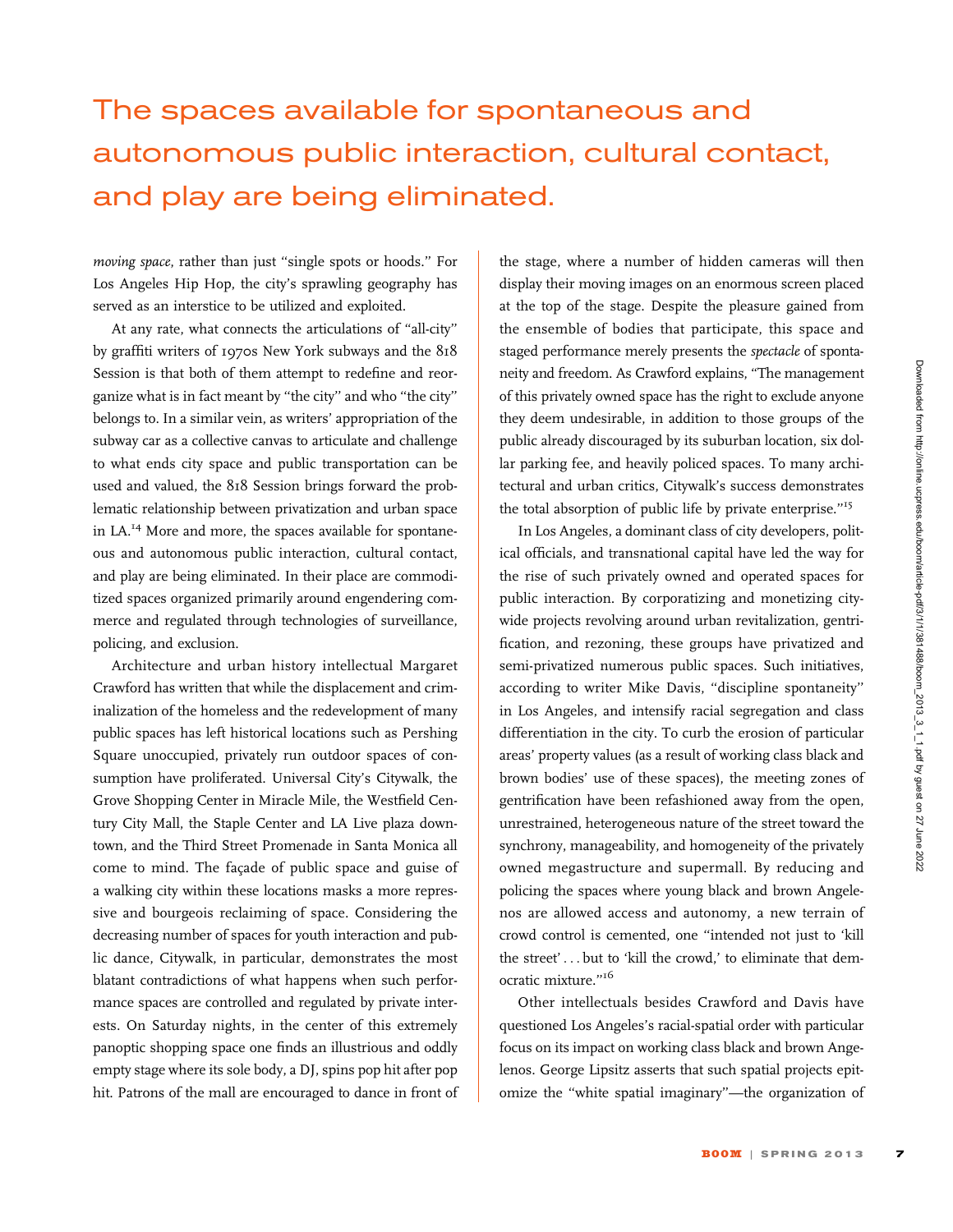> The spaces available for spontaneous and autonomous public interaction, cultural contact, and play are being eliminated.

*moving space*, rather than just "single spots or hoods." For Los Angeles Hip Hop, the city's sprawling geography has served as an interstice to be utilized and exploited.

At any rate, what connects the articulations of "all-city" by graffiti writers of 1970s New York subways and the 818 Session is that both of them attempt to redefine and reorganize what is in fact meant by "the city" and who "the city" belongs to. In a similar vein, as writers' appropriation of the subway car as a collective canvas to articulate and challenge to what ends city space and public transportation can be used and valued, the 818 Session brings forward the problematic relationship between privatization and urban space in LA.[14] More and more, the spaces available for spontaneous and autonomous public interaction, cultural contact, and play are being eliminated. In their place are commoditized spaces organized primarily around engendering commerce and regulated through technologies of surveillance, policing, and exclusion.

Architecture and urban history intellectual Margaret Crawford has written that while the displacement and criminalization of the homeless and the redevelopment of many public spaces has left historical locations such as Pershing Square unoccupied, privately run outdoor spaces of consumption have proliferated. Universal City's Citywalk, the Grove Shopping Center in Miracle Mile, the Westfield Century City Mall, the Staple Center and LA Live plaza downtown, and the Third Street Promenade in Santa Monica all come to mind. The façade of public space and guise of a walking city within these locations masks a more repressive and bourgeois reclaiming of space. Considering the decreasing number of spaces for youth interaction and public dance, Citywalk, in particular, demonstrates the most blatant contradictions of what happens when such performance spaces are controlled and regulated by private interests. On Saturday nights, in the center of this extremely panoptic shopping space one finds an illustrious and oddly empty stage where its sole body, a DJ, spins pop hit after pop hit. Patrons of the mall are encouraged to dance in front of the stage, where a number of hidden cameras will then display their moving images on an enormous screen placed at the top of the stage. Despite the pleasure gained from the ensemble of bodies that participate, this space and staged performance merely presents the *spectacle* of spontaneity and freedom. As Crawford explains, "The management of this privately owned space has the right to exclude anyone they deem undesirable, in addition to those groups of the public already discouraged by its suburban location, six dollar parking fee, and heavily policed spaces. To many architectural and urban critics, Citywalk's success demonstrates the total absorption of public life by private enterprise."[15]

In Los Angeles, a dominant class of city developers, political officials, and transnational capital have led the way for the rise of such privately owned and operated spaces for public interaction. By corporatizing and monetizing citywide projects revolving around urban revitalization, gentrification, and rezoning, these groups have privatized and semi-privatized numerous public spaces. Such initiatives, according to writer Mike Davis, "discipline spontaneity" in Los Angeles, and intensify racial segregation and class differentiation in the city. To curb the erosion of particular areas' property values (as a result of working class black and brown bodies' use of these spaces), the meeting zones of gentrification have been refashioned away from the open, unrestrained, heterogeneous nature of the street toward the synchrony, manageability, and homogeneity of the privately owned megastructure and supermall. By reducing and policing the spaces where young black and brown Angelenos are allowed access and autonomy, a new terrain of crowd control is cemented, one "intended not just to 'kill the street' . . . but to 'kill the crowd,' to eliminate that democratic mixture."[16]

Other intellectuals besides Crawford and Davis have questioned Los Angeles's racial-spatial order with particular focus on its impact on working class black and brown Angelenos. George Lipsitz asserts that such spatial projects epitomize the "white spatial imaginary"—the organization of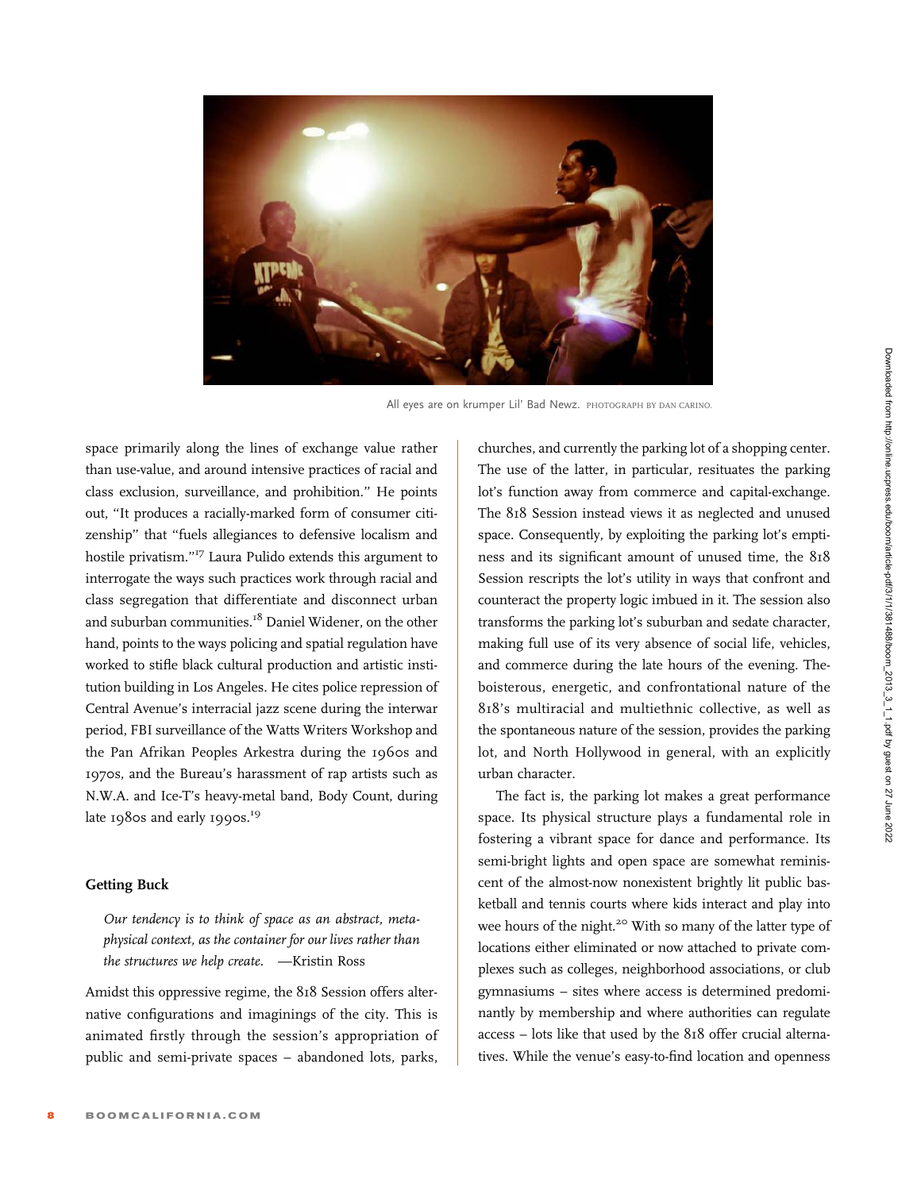All eyes are on krumper Lil' Bad Newz. PHOTOGRAPH BY DAN CARINO.

space primarily along the lines of exchange value rather than use-value, and around intensive practices of racial and class exclusion, surveillance, and prohibition." He points out, "It produces a racially-marked form of consumer citizenship" that "fuels allegiances to defensive localism and hostile privatism."[17] Laura Pulido extends this argument to interrogate the ways such practices work through racial and class segregation that differentiate and disconnect urban and suburban communities.[18] Daniel Widener, on the other hand, points to the ways policing and spatial regulation have worked to stifle black cultural production and artistic institution building in Los Angeles. He cites police repression of Central Avenue's interracial jazz scene during the interwar period, FBI surveillance of the Watts Writers Workshop and the Pan Afrikan Peoples Arkestra during the 1960s and 1970s, and the Bureau's harassment of rap artists such as N.W.A. and Ice-T's heavy-metal band, Body Count, during late 1980s and early 1990s.[19]

### Getting Buck

*Our tendency is to think of space as an abstract, metaphysical context, as the container for our lives rather than the structures we help create.* —Kristin Ross

Amidst this oppressive regime, the 818 Session offers alternative configurations and imaginings of the city. This is animated firstly through the session's appropriation of public and semi-private spaces – abandoned lots, parks, churches, and currently the parking lot of a shopping center. The use of the latter, in particular, resituates the parking lot's function away from commerce and capital-exchange. The 818 Session instead views it as neglected and unused space. Consequently, by exploiting the parking lot's emptiness and its significant amount of unused time, the 818 Session rescripts the lot's utility in ways that confront and counteract the property logic imbued in it. The session also transforms the parking lot's suburban and sedate character, making full use of its very absence of social life, vehicles, and commerce during the late hours of the evening. The boisterous, energetic, and confrontational nature of the 818's multiracial and multiethnic collective, as well as the spontaneous nature of the session, provides the parking lot, and North Hollywood in general, with an explicitly urban character.

The fact is, the parking lot makes a great performance space. Its physical structure plays a fundamental role in fostering a vibrant space for dance and performance. Its semi-bright lights and open space are somewhat reminiscent of the almost-now nonexistent brightly lit public basketball and tennis courts where kids interact and play into wee hours of the night.[20] With so many of the latter type of locations either eliminated or now attached to private complexes such as colleges, neighborhood associations, or club gymnasiums – sites where access is determined predominantly by membership and where authorities can regulate access – lots like that used by the 818 offer crucial alternatives. While the venue's easy-to-find location and openness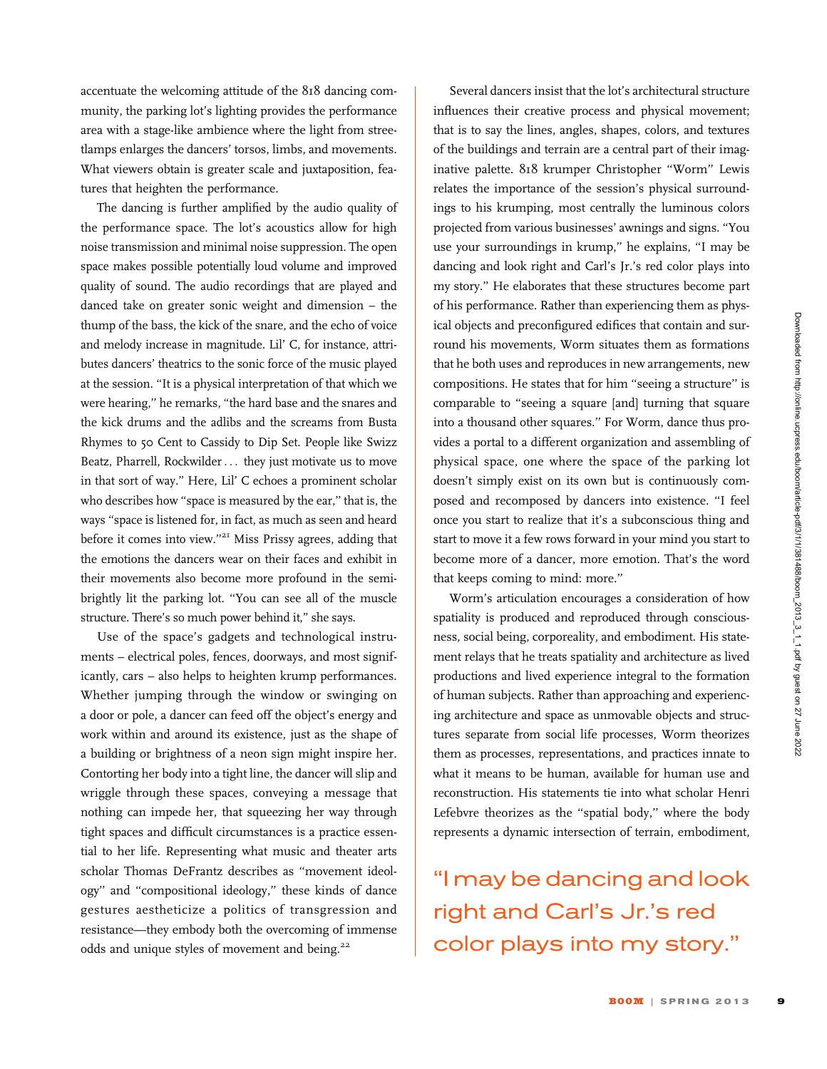accentuate the welcoming attitude of the 818 dancing community, the parking lot's lighting provides the performance area with a stage-like ambience where the light from streetlamps enlarges the dancers' torsos, limbs, and movements. What viewers obtain is greater scale and juxtaposition, features that heighten the performance.

The dancing is further amplified by the audio quality of the performance space. The lot's acoustics allow for high noise transmission and minimal noise suppression. The open space makes possible potentially loud volume and improved quality of sound. The audio recordings that are played and danced take on greater sonic weight and dimension – the thump of the bass, the kick of the snare, and the echo of voice and melody increase in magnitude. Lil' C, for instance, attributes dancers' theatrics to the sonic force of the music played at the session. "It is a physical interpretation of that which we were hearing," he remarks, "the hard base and the snares and the kick drums and the adlibs and the screams from Busta Rhymes to 50 Cent to Cassidy to Dip Set. People like Swizz Beatz, Pharrell, Rockwilder . . . they just motivate us to move in that sort of way." Here, Lil' C echoes a prominent scholar who describes how "space is measured by the ear," that is, the ways "space is listened for, in fact, as much as seen and heard before it comes into view."[21] Miss Prissy agrees, adding that the emotions the dancers wear on their faces and exhibit in their movements also become more profound in the semi-brightly lit the parking lot. "You can see all of the muscle structure. There's so much power behind it," she says.

Use of the space's gadgets and technological instruments – electrical poles, fences, doorways, and most significantly, cars – also helps to heighten krump performances. Whether jumping through the window or swinging on a door or pole, a dancer can feed off the object's energy and work within and around its existence, just as the shape of a building or brightness of a neon sign might inspire her. Contorting her body into a tight line, the dancer will slip and wriggle through these spaces, conveying a message that nothing can impede her, that squeezing her way through tight spaces and difficult circumstances is a practice essential to her life. Representing what music and theater arts scholar Thomas DeFrantz describes as "movement ideology" and "compositional ideology," these kinds of dance gestures aestheticize a politics of transgression and resistance—they embody both the overcoming of immense odds and unique styles of movement and being.[22]

Several dancers insist that the lot's architectural structure influences their creative process and physical movement; that is to say the lines, angles, shapes, colors, and textures of the buildings and terrain are a central part of their imaginative palette. 818 krumper Christopher "Worm" Lewis relates the importance of the session's physical surroundings to his krumping, most centrally the luminous colors projected from various businesses' awnings and signs. "You use your surroundings in krump," he explains, "I may be dancing and look right and Carl's Jr.'s red color plays into my story." He elaborates that these structures become part of his performance. Rather than experiencing them as physical objects and preconfigured edifices that contain and surround his movements, Worm situates them as formations that he both uses and reproduces in new arrangements, new compositions. He states that for him "seeing a structure" is comparable to "seeing a square [and] turning that square into a thousand other squares." For Worm, dance thus provides a portal to a different organization and assembling of physical space, one where the space of the parking lot doesn't simply exist on its own but is continuously composed and recomposed by dancers into existence. "I feel once you start to realize that it's a subconscious thing and start to move it a few rows forward in your mind you start to become more of a dancer, more emotion. That's the word that keeps coming to mind: more."

Worm's articulation encourages a consideration of how spatiality is produced and reproduced through consciousness, social being, corporeality, and embodiment. His statement relays that he treats spatiality and architecture as lived productions and lived experience integral to the formation of human subjects. Rather than approaching and experiencing architecture and space as unmovable objects and structures separate from social life processes, Worm theorizes them as processes, representations, and practices innate to what it means to be human, available for human use and reconstruction. His statements tie into what scholar Henri Lefebvre theorizes as the "spatial body," where the body represents a dynamic intersection of terrain, embodiment,

"I may be dancing and look right and Carl's Jr.'s red color plays into my story."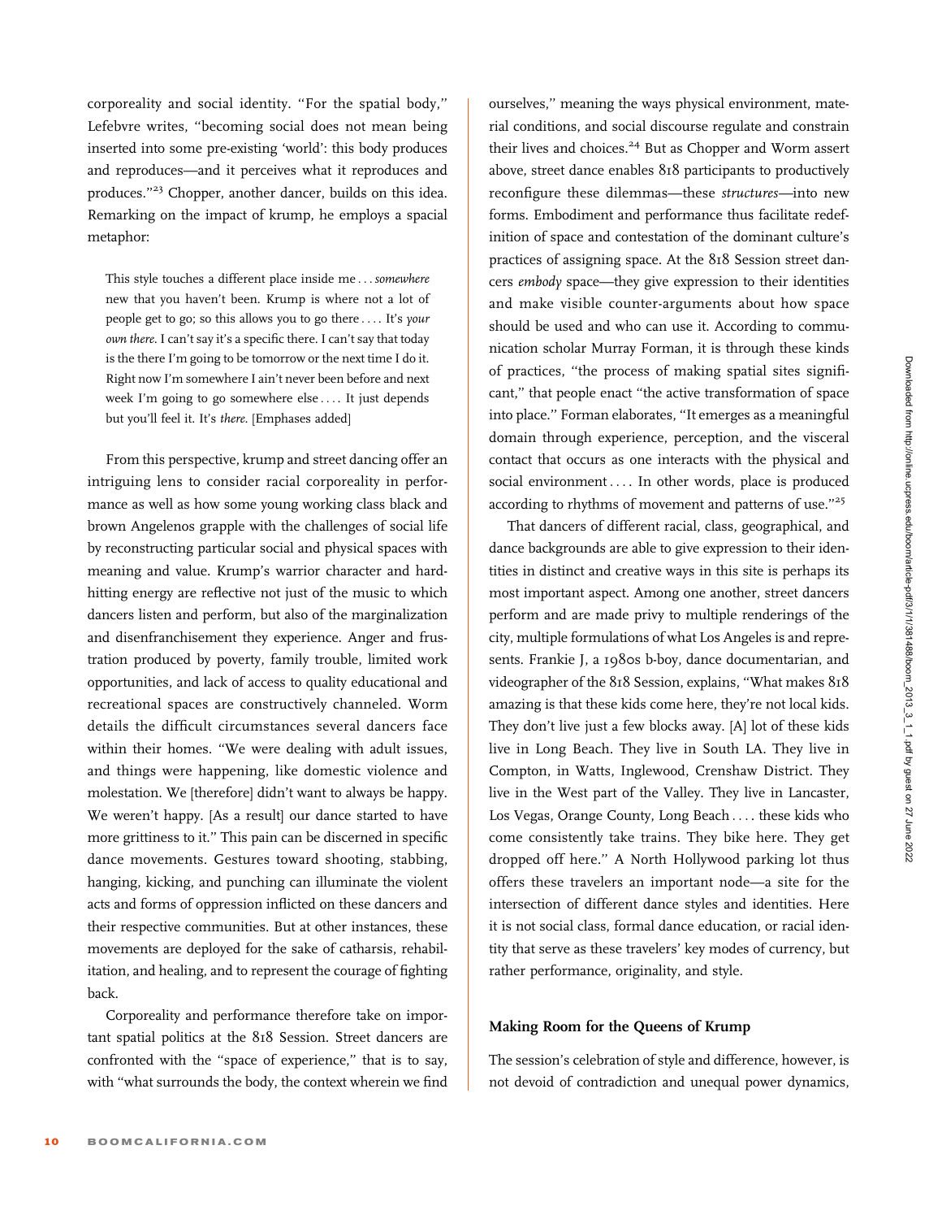corporeality and social identity. "For the spatial body," Lefebvre writes, "becoming social does not mean being inserted into some pre-existing 'world': this body produces and reproduces—and it perceives what it reproduces and produces."[23] Chopper, another dancer, builds on this idea. Remarking on the impact of krump, he employs a spacial metaphor:

> This style touches a different place inside me . . . *somewhere* new that you haven't been. Krump is where not a lot of people get to go; so this allows you to go there . . . . It's *your own there*. I can't say it's a specific there. I can't say that today is the there I'm going to be tomorrow or the next time I do it. Right now I'm somewhere I ain't never been before and next week I'm going to go somewhere else . . . . It just depends but you'll feel it. It's *there*. [Emphases added]

From this perspective, krump and street dancing offer an intriguing lens to consider racial corporeality in performance as well as how some young working class black and brown Angelenos grapple with the challenges of social life by reconstructing particular social and physical spaces with meaning and value. Krump's warrior character and hard-hitting energy are reflective not just of the music to which dancers listen and perform, but also of the marginalization and disenfranchisement they experience. Anger and frustration produced by poverty, family trouble, limited work opportunities, and lack of access to quality educational and recreational spaces are constructively channeled. Worm details the difficult circumstances several dancers face within their homes. "We were dealing with adult issues, and things were happening, like domestic violence and molestation. We [therefore] didn't want to always be happy. We weren't happy. [As a result] our dance started to have more grittiness to it." This pain can be discerned in specific dance movements. Gestures toward shooting, stabbing, hanging, kicking, and punching can illuminate the violent acts and forms of oppression inflicted on these dancers and their respective communities. But at other instances, these movements are deployed for the sake of catharsis, rehabilitation, and healing, and to represent the courage of fighting back.

Corporeality and performance therefore take on important spatial politics at the 818 Session. Street dancers are confronted with the "space of experience," that is to say, with "what surrounds the body, the context wherein we find ourselves," meaning the ways physical environment, material conditions, and social discourse regulate and constrain their lives and choices.[24] But as Chopper and Worm assert above, street dance enables 818 participants to productively reconfigure these dilemmas—these *structures*—into new forms. Embodiment and performance thus facilitate redefinition of space and contestation of the dominant culture's practices of assigning space. At the 818 Session street dancers *embody* space—they give expression to their identities and make visible counter-arguments about how space should be used and who can use it. According to communication scholar Murray Forman, it is through these kinds of practices, "the process of making spatial sites significant," that people enact "the active transformation of space into place." Forman elaborates, "It emerges as a meaningful domain through experience, perception, and the visceral contact that occurs as one interacts with the physical and social environment . . . . In other words, place is produced according to rhythms of movement and patterns of use."[25]

That dancers of different racial, class, geographical, and dance backgrounds are able to give expression to their identities in distinct and creative ways in this site is perhaps its most important aspect. Among one another, street dancers perform and are made privy to multiple renderings of the city, multiple formulations of what Los Angeles is and represents. Frankie J, a 1980s b-boy, dance documentarian, and videographer of the 818 Session, explains, "What makes 818 amazing is that these kids come here, they're not local kids. They don't live just a few blocks away. [A] lot of these kids live in Long Beach. They live in South LA. They live in Compton, in Watts, Inglewood, Crenshaw District. They live in the West part of the Valley. They live in Lancaster, Los Vegas, Orange County, Long Beach . . . . these kids who come consistently take trains. They bike here. They get dropped off here." A North Hollywood parking lot thus offers these travelers an important node—a site for the intersection of different dance styles and identities. Here it is not social class, formal dance education, or racial identity that serve as these travelers' key modes of currency, but rather performance, originality, and style.

### Making Room for the Queens of Krump

The session's celebration of style and difference, however, is not devoid of contradiction and unequal power dynamics,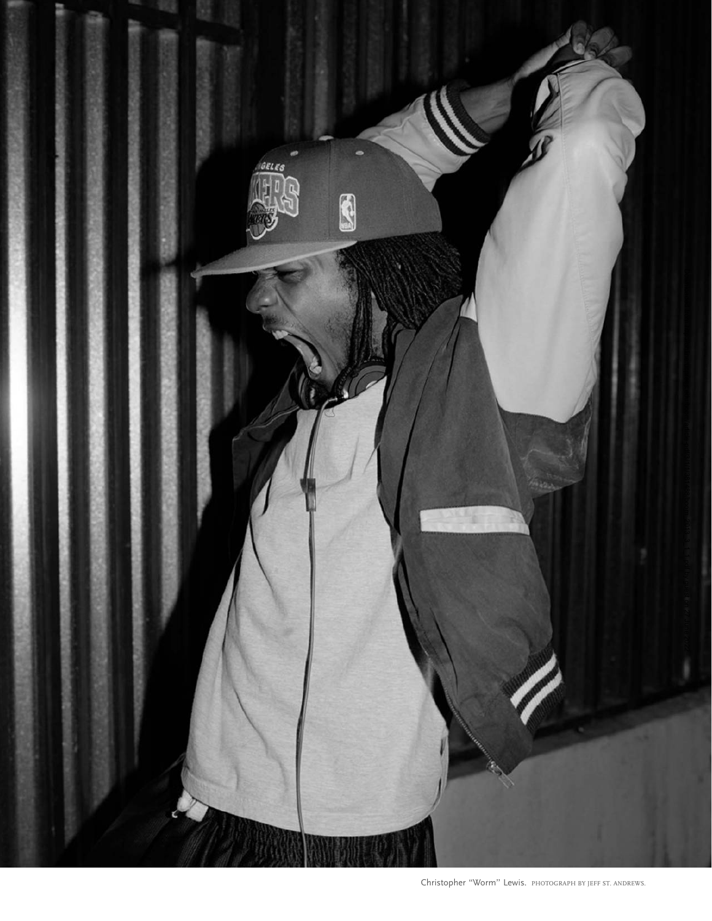Christopher "Worm" Lewis. PHOTOGRAPH BY JEFF ST. ANDREWS.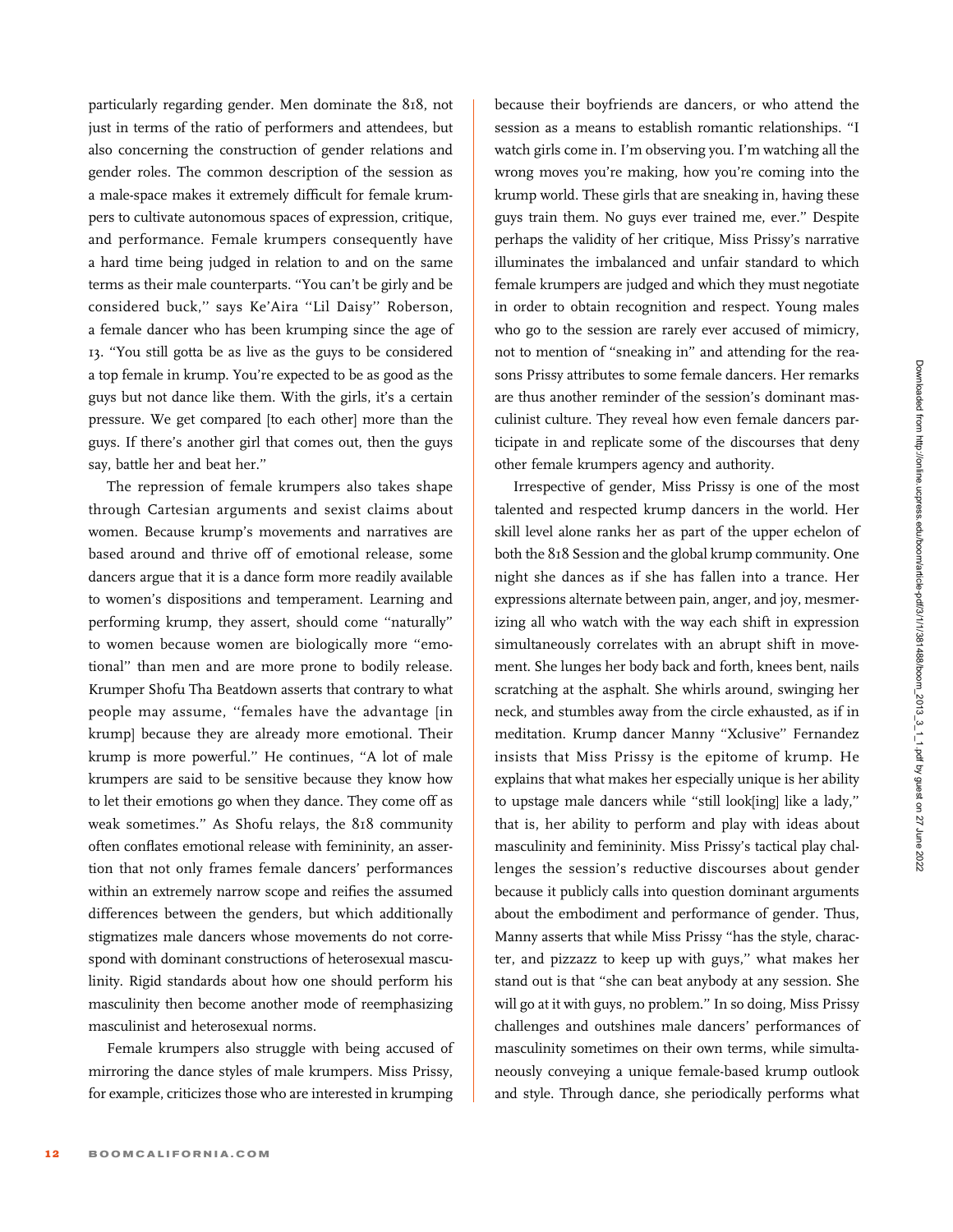particularly regarding gender. Men dominate the 818, not just in terms of the ratio of performers and attendees, but also concerning the construction of gender relations and gender roles. The common description of the session as a male-space makes it extremely difficult for female krumpers to cultivate autonomous spaces of expression, critique, and performance. Female krumpers consequently have a hard time being judged in relation to and on the same terms as their male counterparts. "You can't be girly and be considered buck," says Ke'Aira "Lil Daisy" Roberson, a female dancer who has been krumping since the age of 13. "You still gotta be as live as the guys to be considered a top female in krump. You're expected to be as good as the guys but not dance like them. With the girls, it's a certain pressure. We get compared [to each other] more than the guys. If there's another girl that comes out, then the guys say, battle her and beat her."

The repression of female krumpers also takes shape through Cartesian arguments and sexist claims about women. Because krump's movements and narratives are based around and thrive off of emotional release, some dancers argue that it is a dance form more readily available to women's dispositions and temperament. Learning and performing krump, they assert, should come "naturally" to women because women are biologically more "emotional" than men and are more prone to bodily release. Krumper Shofu Tha Beatdown asserts that contrary to what people may assume, "females have the advantage [in krump] because they are already more emotional. Their krump is more powerful." He continues, "A lot of male krumpers are said to be sensitive because they know how to let their emotions go when they dance. They come off as weak sometimes." As Shofu relays, the 818 community often conflates emotional release with femininity, an assertion that not only frames female dancers' performances within an extremely narrow scope and reifies the assumed differences between the genders, but which additionally stigmatizes male dancers whose movements do not correspond with dominant constructions of heterosexual masculinity. Rigid standards about how one should perform his masculinity then become another mode of reemphasizing masculinist and heterosexual norms.

Female krumpers also struggle with being accused of mirroring the dance styles of male krumpers. Miss Prissy, for example, criticizes those who are interested in krumping because their boyfriends are dancers, or who attend the session as a means to establish romantic relationships. "I watch girls come in. I'm observing you. I'm watching all the wrong moves you're making, how you're coming into the krump world. These girls that are sneaking in, having these guys train them. No guys ever trained me, ever." Despite perhaps the validity of her critique, Miss Prissy's narrative illuminates the imbalanced and unfair standard to which female krumpers are judged and which they must negotiate in order to obtain recognition and respect. Young males who go to the session are rarely ever accused of mimicry, not to mention of "sneaking in" and attending for the reasons Prissy attributes to some female dancers. Her remarks are thus another reminder of the session's dominant masculinist culture. They reveal how even female dancers participate in and replicate some of the discourses that deny other female krumpers agency and authority.

Irrespective of gender, Miss Prissy is one of the most talented and respected krump dancers in the world. Her skill level alone ranks her as part of the upper echelon of both the 818 Session and the global krump community. One night she dances as if she has fallen into a trance. Her expressions alternate between pain, anger, and joy, mesmerizing all who watch with the way each shift in expression simultaneously correlates with an abrupt shift in movement. She lunges her body back and forth, knees bent, nails scratching at the asphalt. She whirls around, swinging her neck, and stumbles away from the circle exhausted, as if in meditation. Krump dancer Manny "Xclusive" Fernandez insists that Miss Prissy is the epitome of krump. He explains that what makes her especially unique is her ability to upstage male dancers while "still look[ing] like a lady," that is, her ability to perform and play with ideas about masculinity and femininity. Miss Prissy's tactical play challenges the session's reductive discourses about gender because it publicly calls into question dominant arguments about the embodiment and performance of gender. Thus, Manny asserts that while Miss Prissy "has the style, character, and pizzazz to keep up with guys," what makes her stand out is that "she can beat anybody at any session. She will go at it with guys, no problem." In so doing, Miss Prissy challenges and outshines male dancers' performances of masculinity sometimes on their own terms, while simultaneously conveying a unique female-based krump outlook and style. Through dance, she periodically performs what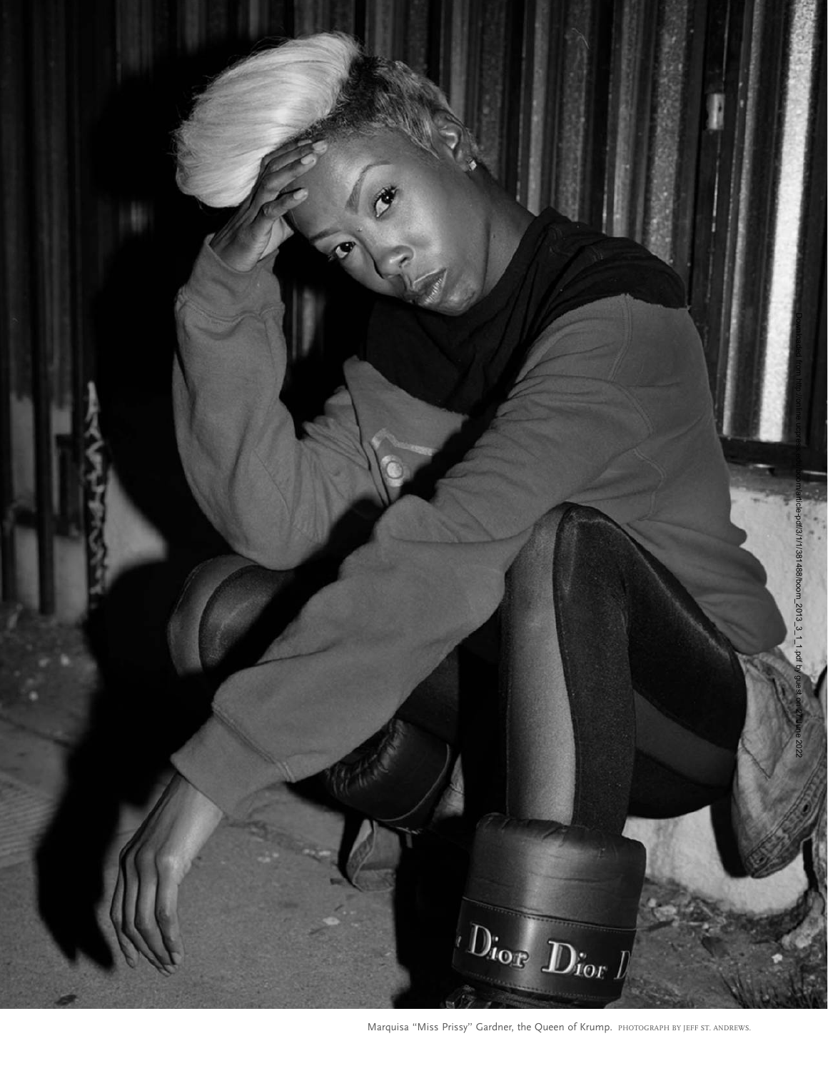Marquisa "Miss Prissy" Gardner, the Queen of Krump. PHOTOGRAPH BY JEFF ST. ANDREWS.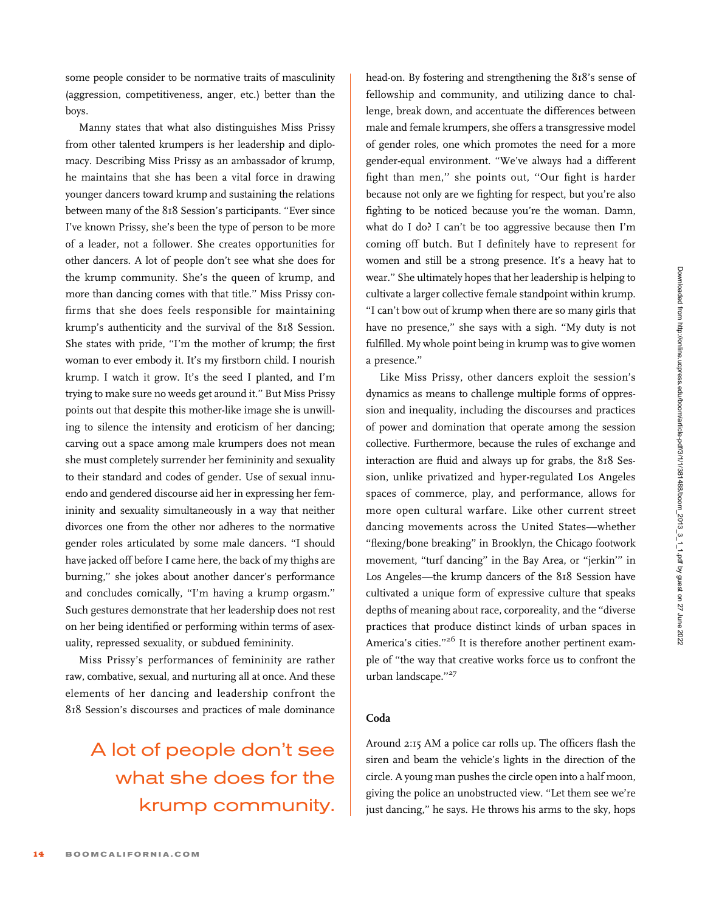some people consider to be normative traits of masculinity (aggression, competitiveness, anger, etc.) better than the boys.

Manny states that what also distinguishes Miss Prissy from other talented krumpers is her leadership and diplomacy. Describing Miss Prissy as an ambassador of krump, he maintains that she has been a vital force in drawing younger dancers toward krump and sustaining the relations between many of the 818 Session's participants. "Ever since I've known Prissy, she's been the type of person to be more of a leader, not a follower. She creates opportunities for other dancers. A lot of people don't see what she does for the krump community. She's the queen of krump, and more than dancing comes with that title." Miss Prissy confirms that she does feels responsible for maintaining krump's authenticity and the survival of the 818 Session. She states with pride, "I'm the mother of krump; the first woman to ever embody it. It's my firstborn child. I nourish krump. I watch it grow. It's the seed I planted, and I'm trying to make sure no weeds get around it." But Miss Prissy points out that despite this mother-like image she is unwilling to silence the intensity and eroticism of her dancing; carving out a space among male krumpers does not mean she must completely surrender her femininity and sexuality to their standard and codes of gender. Use of sexual innuendo and gendered discourse aid her in expressing her femininity and sexuality simultaneously in a way that neither divorces one from the other nor adheres to the normative gender roles articulated by some male dancers. "I should have jacked off before I came here, the back of my thighs are burning," she jokes about another dancer's performance and concludes comically, "I'm having a krump orgasm." Such gestures demonstrate that her leadership does not rest on her being identified or performing within terms of asexuality, repressed sexuality, or subdued femininity.

Miss Prissy's performances of femininity are rather raw, combative, sexual, and nurturing all at once. And these elements of her dancing and leadership confront the 818 Session's discourses and practices of male dominance head-on. By fostering and strengthening the 818's sense of fellowship and community, and utilizing dance to challenge, break down, and accentuate the differences between male and female krumpers, she offers a transgressive model of gender roles, one which promotes the need for a more gender-equal environment. "We've always had a different fight than men," she points out, "Our fight is harder because not only are we fighting for respect, but you're also fighting to be noticed because you're the woman. Damn, what do I do? I can't be too aggressive because then I'm coming off butch. But I definitely have to represent for women and still be a strong presence. It's a heavy hat to wear." She ultimately hopes that her leadership is helping to cultivate a larger collective female standpoint within krump. "I can't bow out of krump when there are so many girls that have no presence," she says with a sigh. "My duty is not fulfilled. My whole point being in krump was to give women a presence."

> A lot of people don't see what she does for the krump community.

Like Miss Prissy, other dancers exploit the session's dynamics as means to challenge multiple forms of oppression and inequality, including the discourses and practices of power and domination that operate among the session collective. Furthermore, because the rules of exchange and interaction are fluid and always up for grabs, the 818 Session, unlike privatized and hyper-regulated Los Angeles spaces of commerce, play, and performance, allows for more open cultural warfare. Like other current street dancing movements across the United States—whether "flexing/bone breaking" in Brooklyn, the Chicago footwork movement, "turf dancing" in the Bay Area, or "jerkin'" in Los Angeles—the krump dancers of the 818 Session have cultivated a unique form of expressive culture that speaks depths of meaning about race, corporeality, and the "diverse practices that produce distinct kinds of urban spaces in America's cities."[26] It is therefore another pertinent example of "the way that creative works force us to confront the urban landscape."[27]

## Coda

Around 2:15 AM a police car rolls up. The officers flash the siren and beam the vehicle's lights in the direction of the circle. A young man pushes the circle open into a half moon, giving the police an unobstructed view. "Let them see we're just dancing," he says. He throws his arms to the sky, hops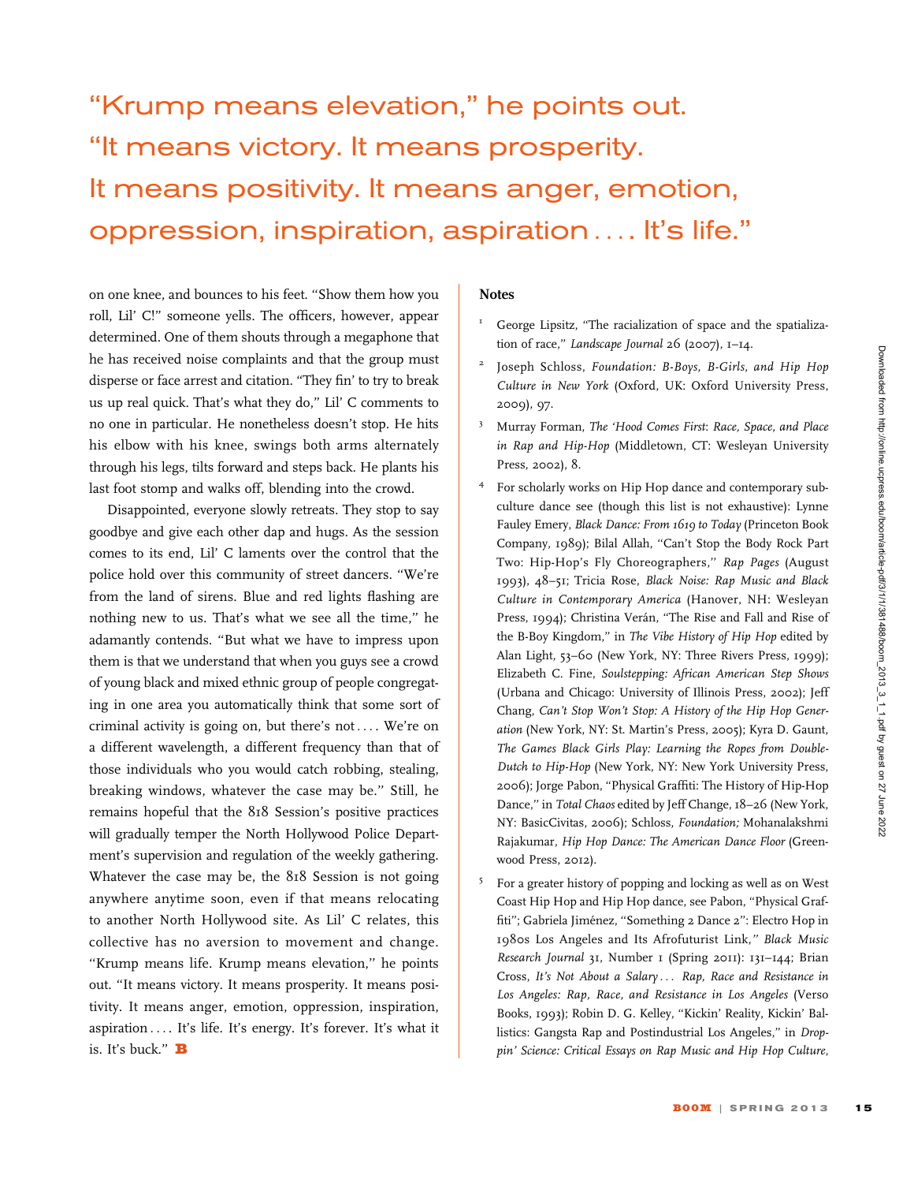"Krump means elevation," he points out. "It means victory. It means prosperity. It means positivity. It means anger, emotion, oppression, inspiration, aspiration . . . . It's life."

on one knee, and bounces to his feet. "Show them how you roll, Lil' C!" someone yells. The officers, however, appear determined. One of them shouts through a megaphone that he has received noise complaints and that the group must disperse or face arrest and citation. "They fin' to try to break us up real quick. That's what they do," Lil' C comments to no one in particular. He nonetheless doesn't stop. He hits his elbow with his knee, swings both arms alternately through his legs, tilts forward and steps back. He plants his last foot stomp and walks off, blending into the crowd.

Disappointed, everyone slowly retreats. They stop to say goodbye and give each other dap and hugs. As the session comes to its end, Lil' C laments over the control that the police hold over this community of street dancers. "We're from the land of sirens. Blue and red lights flashing are nothing new to us. That's what we see all the time," he adamantly contends. "But what we have to impress upon them is that we understand that when you guys see a crowd of young black and mixed ethnic group of people congregating in one area you automatically think that some sort of criminal activity is going on, but there's not . . . . We're on a different wavelength, a different frequency than that of those individuals who you would catch robbing, stealing, breaking windows, whatever the case may be." Still, he remains hopeful that the 818 Session's positive practices will gradually temper the North Hollywood Police Department's supervision and regulation of the weekly gathering. Whatever the case may be, the 818 Session is not going anywhere anytime soon, even if that means relocating to another North Hollywood site. As Lil' C relates, this collective has no aversion to movement and change. "Krump means life. Krump means elevation," he points out. "It means victory. It means prosperity. It means positivity. It means anger, emotion, oppression, inspiration, aspiration . . . . It's life. It's energy. It's forever. It's what it is. It's buck." **B**

## Notes

1. George Lipsitz, "The racialization of space and the spatialization of race," *Landscape Journal* 26 (2007), 1–14.
2. Joseph Schloss, *Foundation: B-Boys, B-Girls, and Hip Hop Culture in New York* (Oxford, UK: Oxford University Press, 2009), 97.
3. Murray Forman, *The 'Hood Comes First: Race, Space, and Place in Rap and Hip-Hop* (Middletown, CT: Wesleyan University Press, 2002), 8.
4. For scholarly works on Hip Hop dance and contemporary subculture dance see (though this list is not exhaustive): Lynne Fauley Emery, *Black Dance: From 1619 to Today* (Princeton Book Company, 1989); Bilal Allah, "Can't Stop the Body Rock Part Two: Hip-Hop's Fly Choreographers," *Rap Pages* (August 1993), 48–51; Tricia Rose, *Black Noise: Rap Music and Black Culture in Contemporary America* (Hanover, NH: Wesleyan Press, 1994); Christina Verán, "The Rise and Fall and Rise of the B-Boy Kingdom," in *The Vibe History of Hip Hop* edited by Alan Light, 53–60 (New York, NY: Three Rivers Press, 1999); Elizabeth C. Fine, *Soulstepping: African American Step Shows* (Urbana and Chicago: University of Illinois Press, 2002); Jeff Chang, *Can't Stop Won't Stop: A History of the Hip Hop Generation* (New York, NY: St. Martin's Press, 2005); Kyra D. Gaunt, *The Games Black Girls Play: Learning the Ropes from Double-Dutch to Hip-Hop* (New York, NY: New York University Press, 2006); Jorge Pabon, "Physical Graffiti: The History of Hip-Hop Dance," in *Total Chaos* edited by Jeff Change, 18–26 (New York, NY: BasicCivitas, 2006); Schloss, *Foundation;* Mohanalakshmi Rajakumar, *Hip Hop Dance: The American Dance Floor* (Greenwood Press, 2012).
5. For a greater history of popping and locking as well as on West Coast Hip Hop and Hip Hop dance, see Pabon, "Physical Graffiti"; Gabriela Jiménez, "Something 2 Dance 2": Electro Hop in 1980s Los Angeles and Its Afrofuturist Link," *Black Music Research Journal* 31, Number 1 (Spring 2011): 131–144; Brian Cross, *It's Not About a Salary . . . Rap, Race and Resistance in Los Angeles: Rap, Race, and Resistance in Los Angeles* (Verso Books, 1993); Robin D. G. Kelley, "Kickin' Reality, Kickin' Ballistics: Gangsta Rap and Postindustrial Los Angeles," in *Droppin' Science: Critical Essays on Rap Music and Hip Hop Culture,*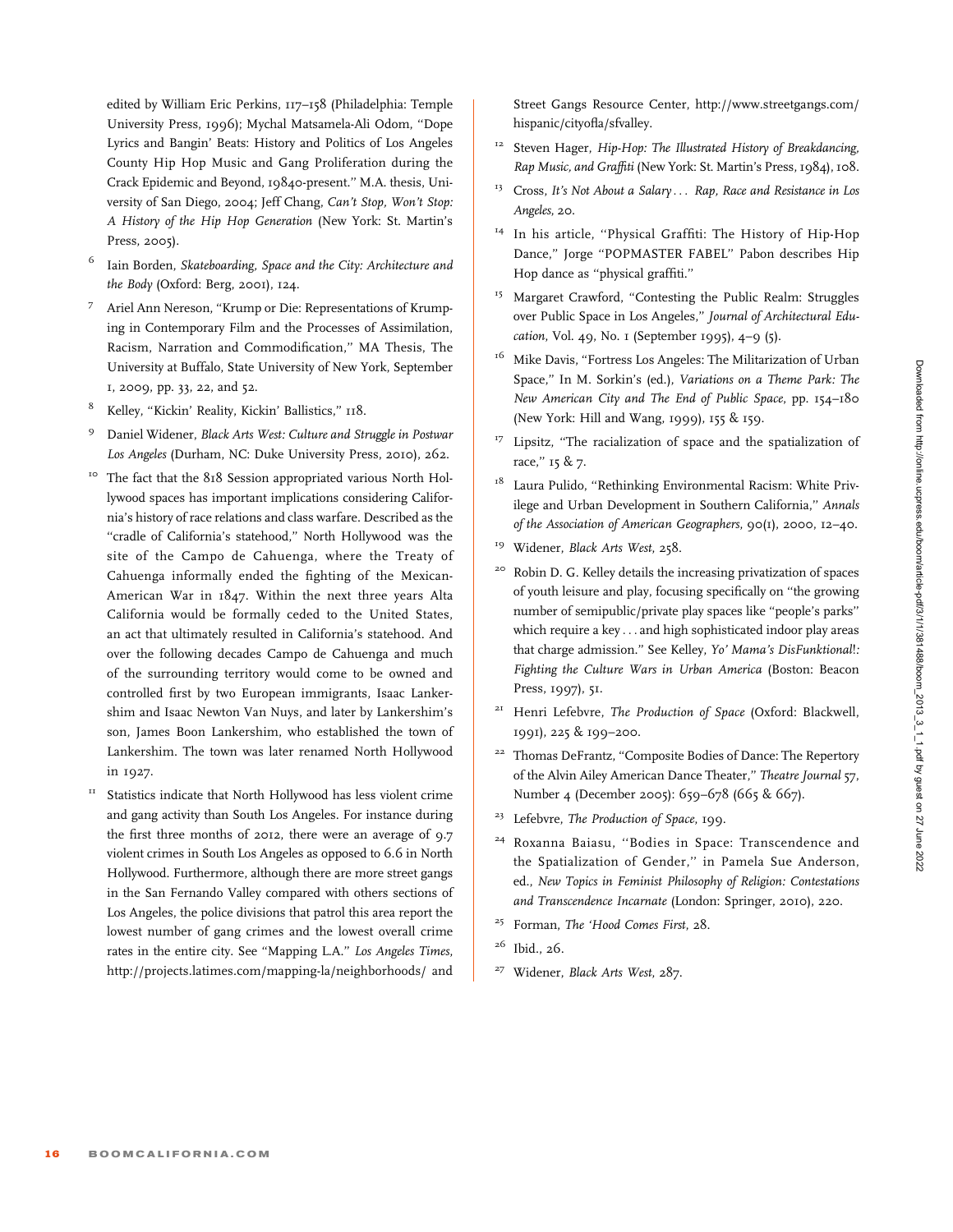edited by William Eric Perkins, 117–158 (Philadelphia: Temple University Press, 1996); Mychal Matsamela-Ali Odom, "Dope Lyrics and Bangin' Beats: History and Politics of Los Angeles County Hip Hop Music and Gang Proliferation during the Crack Epidemic and Beyond, 19840-present." M.A. thesis, University of San Diego, 2004; Jeff Chang, *Can't Stop, Won't Stop: A History of the Hip Hop Generation* (New York: St. Martin's Press, 2005).

6. Iain Borden, *Skateboarding, Space and the City: Architecture and the Body* (Oxford: Berg, 2001), 124.

7. Ariel Ann Nereson, "Krump or Die: Representations of Krumping in Contemporary Film and the Processes of Assimilation, Racism, Narration and Commodification," MA Thesis, The University at Buffalo, State University of New York, September 1, 2009, pp. 33, 22, and 52.

8. Kelley, "Kickin' Reality, Kickin' Ballistics," 118.

9. Daniel Widener, *Black Arts West: Culture and Struggle in Postwar Los Angeles* (Durham, NC: Duke University Press, 2010), 262.

10. The fact that the 818 Session appropriated various North Hollywood spaces has important implications considering California's history of race relations and class warfare. Described as the "cradle of California's statehood," North Hollywood was the site of the Campo de Cahuenga, where the Treaty of Cahuenga informally ended the fighting of the Mexican-American War in 1847. Within the next three years Alta California would be formally ceded to the United States, an act that ultimately resulted in California's statehood. And over the following decades Campo de Cahuenga and much of the surrounding territory would come to be owned and controlled first by two European immigrants, Isaac Lankershim and Isaac Newton Van Nuys, and later by Lankershim's son, James Boon Lankershim, who established the town of Lankershim. The town was later renamed North Hollywood in 1927.

11. Statistics indicate that North Hollywood has less violent crime and gang activity than South Los Angeles. For instance during the first three months of 2012, there were an average of 9.7 violent crimes in South Los Angeles as opposed to 6.6 in North Hollywood. Furthermore, although there are more street gangs in the San Fernando Valley compared with others sections of Los Angeles, the police divisions that patrol this area report the lowest number of gang crimes and the lowest overall crime rates in the entire city. See "Mapping L.A." *Los Angeles Times*, http://projects.latimes.com/mapping-la/neighborhoods/ and Street Gangs Resource Center, http://www.streetgangs.com/hispanic/cityofla/sfvalley.

12. Steven Hager, *Hip-Hop: The Illustrated History of Breakdancing, Rap Music, and Graffiti* (New York: St. Martin's Press, 1984), 108.

13. Cross, *It's Not About a Salary . . . Rap, Race and Resistance in Los Angeles*, 20.

14. In his article, "Physical Graffiti: The History of Hip-Hop Dance," Jorge "POPMASTER FABEL" Pabon describes Hip Hop dance as "physical graffiti."

15. Margaret Crawford, "Contesting the Public Realm: Struggles over Public Space in Los Angeles," *Journal of Architectural Education*, Vol. 49, No. 1 (September 1995), 4–9 (5).

16. Mike Davis, "Fortress Los Angeles: The Militarization of Urban Space," In M. Sorkin's (ed.), *Variations on a Theme Park: The New American City and The End of Public Space*, pp. 154–180 (New York: Hill and Wang, 1999), 155 & 159.

17. Lipsitz, "The racialization of space and the spatialization of race," 15 & 7.

18. Laura Pulido, "Rethinking Environmental Racism: White Privilege and Urban Development in Southern California," *Annals of the Association of American Geographers*, 90(1), 2000, 12–40.

19. Widener, *Black Arts West*, 258.

20. Robin D. G. Kelley details the increasing privatization of spaces of youth leisure and play, focusing specifically on "the growing number of semipublic/private play spaces like "people's parks" which require a key . . . and high sophisticated indoor play areas that charge admission." See Kelley, *Yo' Mama's DisFunktional!: Fighting the Culture Wars in Urban America* (Boston: Beacon Press, 1997), 51.

21. Henri Lefebvre, *The Production of Space* (Oxford: Blackwell, 1991), 225 & 199–200.

22. Thomas DeFrantz, "Composite Bodies of Dance: The Repertory of the Alvin Ailey American Dance Theater," *Theatre Journal* 57, Number 4 (December 2005): 659–678 (665 & 667).

23. Lefebvre, *The Production of Space*, 199.

24. Roxanna Baiasu, "Bodies in Space: Transcendence and the Spatialization of Gender," in Pamela Sue Anderson, ed., *New Topics in Feminist Philosophy of Religion: Contestations and Transcendence Incarnate* (London: Springer, 2010), 220.

25. Forman, *The 'Hood Comes First*, 28.

26. Ibid., 26.

27. Widener, *Black Arts West*, 287.